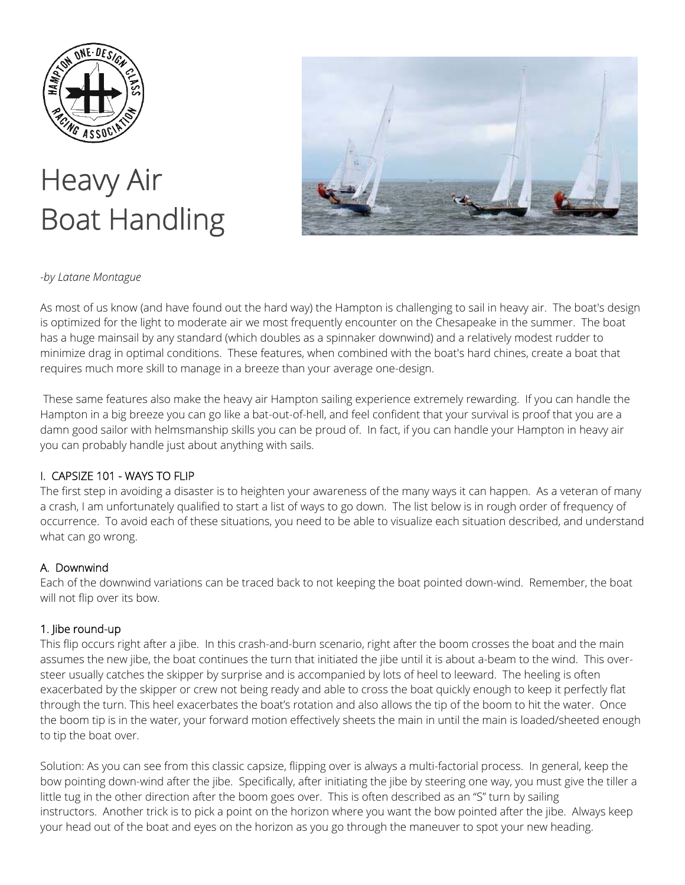# Heavy Air Boat Handling

*-by Latane Montague*

As most of us know (and have found out the hard way) the Hampton is challenging to sail in heavy air. The boat's design is optimized for the light to moderate air we most frequently encounter on the Chesapeake in the summer. The boat has a huge mainsail by any standard (which doubles as a spinnaker downwind) and a relatively modest rudder to minimize drag in optimal conditions. These features, when combined with the boat's hard chines, create a boat that requires much more skill to manage in a breeze than your average one-design.

These same features also make the heavy air Hampton sailing experience extremely rewarding. If you can handle the Hampton in a big breeze you can go like a bat-out-of-hell, and feel confident that your survival is proof that you are a damn good sailor with helmsmanship skills you can be proud of. In fact, if you can handle your Hampton in heavy air you can probably handle just about anything with sails.

## I. CAPSIZE 101 - WAYS TO FLIP

The first step in avoiding a disaster is to heighten your awareness of the many ways it can happen. As a veteran of many a crash, I am unfortunately qualified to start a list of ways to go down. The list below is in rough order of frequency of occurrence. To avoid each of these situations, you need to be able to visualize each situation described, and understand what can go wrong.

### A. Downwind

Each of the downwind variations can be traced back to not keeping the boat pointed down-wind. Remember, the boat will not flip over its bow.

#### 1. Jibe round-up

This flip occurs right after a jibe. In this crash-and-burn scenario, right after the boom crosses the boat and the main assumes the new jibe, the boat continues the turn that initiated the jibe until it is about a-beam to the wind. This over-steer usually catches the skipper by surprise and is accompanied by lots of heel to leeward. The heeling is often exacerbated by the skipper or crew not being ready and able to cross the boat quickly enough to keep it perfectly flat through the turn. This heel exacerbates the boat's rotation and also allows the tip of the boom to hit the water. Once the boom tip is in the water, your forward motion effectively sheets the main in until the main is loaded/sheeted enough to tip the boat over.

Solution: As you can see from this classic capsize, flipping over is always a multi-factorial process. In general, keep the bow pointing down-wind after the jibe. Specifically, after initiating the jibe by steering one way, you must give the tiller a little tug in the other direction after the boom goes over. This is often described as an "S" turn by sailing instructors. Another trick is to pick a point on the horizon where you want the bow pointed after the jibe. Always keep your head out of the boat and eyes on the horizon as you go through the maneuver to spot your new heading.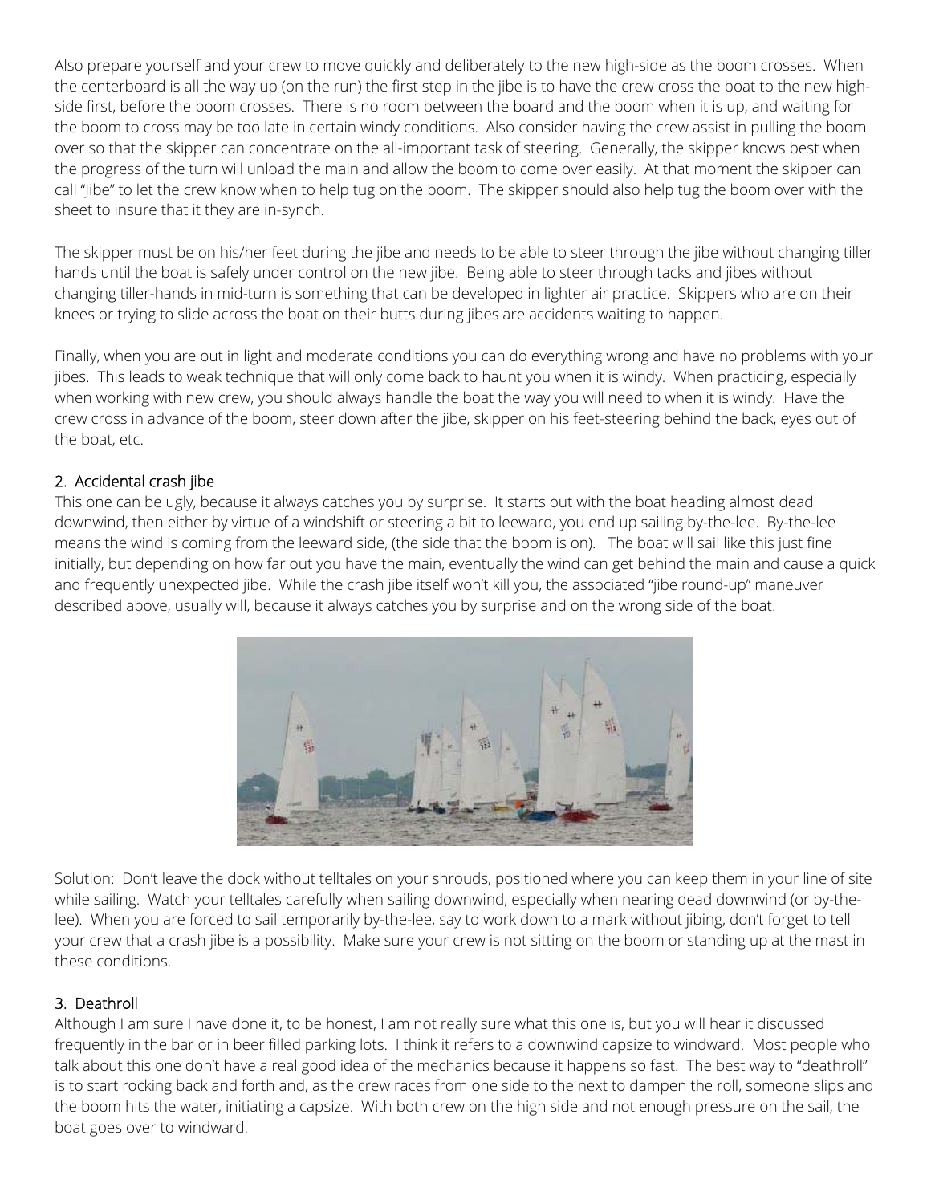Also prepare yourself and your crew to move quickly and deliberately to the new high-side as the boom crosses. When the centerboard is all the way up (on the run) the first step in the jibe is to have the crew cross the boat to the new high-side first, before the boom crosses. There is no room between the board and the boom when it is up, and waiting for the boom to cross may be too late in certain windy conditions. Also consider having the crew assist in pulling the boom over so that the skipper can concentrate on the all-important task of steering. Generally, the skipper knows best when the progress of the turn will unload the main and allow the boom to come over easily. At that moment the skipper can call "Jibe" to let the crew know when to help tug on the boom. The skipper should also help tug the boom over with the sheet to insure that it they are in-synch.

The skipper must be on his/her feet during the jibe and needs to be able to steer through the jibe without changing tiller hands until the boat is safely under control on the new jibe. Being able to steer through tacks and jibes without changing tiller-hands in mid-turn is something that can be developed in lighter air practice. Skippers who are on their knees or trying to slide across the boat on their butts during jibes are accidents waiting to happen.

Finally, when you are out in light and moderate conditions you can do everything wrong and have no problems with your jibes. This leads to weak technique that will only come back to haunt you when it is windy. When practicing, especially when working with new crew, you should always handle the boat the way you will need to when it is windy. Have the crew cross in advance of the boom, steer down after the jibe, skipper on his feet-steering behind the back, eyes out of the boat, etc.

## 2. Accidental crash jibe

This one can be ugly, because it always catches you by surprise. It starts out with the boat heading almost dead downwind, then either by virtue of a windshift or steering a bit to leeward, you end up sailing by-the-lee. By-the-lee means the wind is coming from the leeward side, (the side that the boom is on). The boat will sail like this just fine initially, but depending on how far out you have the main, eventually the wind can get behind the main and cause a quick and frequently unexpected jibe. While the crash jibe itself won't kill you, the associated "jibe round-up" maneuver described above, usually will, because it always catches you by surprise and on the wrong side of the boat.

Solution: Don't leave the dock without telltales on your shrouds, positioned where you can keep them in your line of site while sailing. Watch your telltales carefully when sailing downwind, especially when nearing dead downwind (or by-the-lee). When you are forced to sail temporarily by-the-lee, say to work down to a mark without jibing, don't forget to tell your crew that a crash jibe is a possibility. Make sure your crew is not sitting on the boom or standing up at the mast in these conditions.

## 3. Deathroll

Although I am sure I have done it, to be honest, I am not really sure what this one is, but you will hear it discussed frequently in the bar or in beer filled parking lots. I think it refers to a downwind capsize to windward. Most people who talk about this one don't have a real good idea of the mechanics because it happens so fast. The best way to "deathroll" is to start rocking back and forth and, as the crew races from one side to the next to dampen the roll, someone slips and the boom hits the water, initiating a capsize. With both crew on the high side and not enough pressure on the sail, the boat goes over to windward.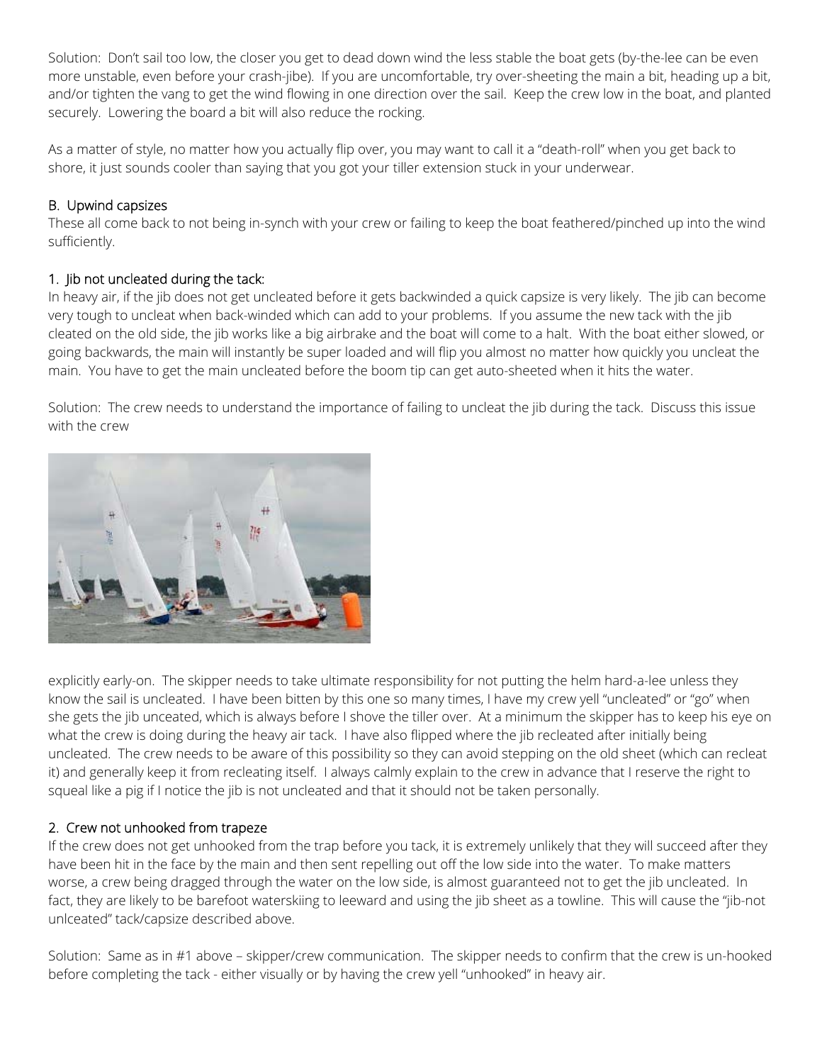Solution: Don't sail too low, the closer you get to dead down wind the less stable the boat gets (by-the-lee can be even more unstable, even before your crash-jibe). If you are uncomfortable, try over-sheeting the main a bit, heading up a bit, and/or tighten the vang to get the wind flowing in one direction over the sail. Keep the crew low in the boat, and planted securely. Lowering the board a bit will also reduce the rocking.

As a matter of style, no matter how you actually flip over, you may want to call it a "death-roll" when you get back to shore, it just sounds cooler than saying that you got your tiller extension stuck in your underwear.

## B. Upwind capsizes

These all come back to not being in-synch with your crew or failing to keep the boat feathered/pinched up into the wind sufficiently.

### 1. Jib not uncleated during the tack:

In heavy air, if the jib does not get uncleated before it gets backwinded a quick capsize is very likely. The jib can become very tough to uncleat when back-winded which can add to your problems. If you assume the new tack with the jib cleated on the old side, the jib works like a big airbrake and the boat will come to a halt. With the boat either slowed, or going backwards, the main will instantly be super loaded and will flip you almost no matter how quickly you uncleat the main. You have to get the main uncleated before the boom tip can get auto-sheeted when it hits the water.

Solution: The crew needs to understand the importance of failing to uncleat the jib during the tack. Discuss this issue with the crew explicitly early-on. The skipper needs to take ultimate responsibility for not putting the helm hard-a-lee unless they know the sail is uncleated. I have been bitten by this one so many times, I have my crew yell "uncleated" or "go" when she gets the jib unceated, which is always before I shove the tiller over. At a minimum the skipper has to keep his eye on what the crew is doing during the heavy air tack. I have also flipped where the jib recleated after initially being uncleated. The crew needs to be aware of this possibility so they can avoid stepping on the old sheet (which can recleat it) and generally keep it from recleating itself. I always calmly explain to the crew in advance that I reserve the right to squeal like a pig if I notice the jib is not uncleated and that it should not be taken personally.

### 2. Crew not unhooked from trapeze

If the crew does not get unhooked from the trap before you tack, it is extremely unlikely that they will succeed after they have been hit in the face by the main and then sent repelling out off the low side into the water. To make matters worse, a crew being dragged through the water on the low side, is almost guaranteed not to get the jib uncleated. In fact, they are likely to be barefoot waterskiing to leeward and using the jib sheet as a towline. This will cause the "jib-not unlceated" tack/capsize described above.

Solution: Same as in #1 above – skipper/crew communication. The skipper needs to confirm that the crew is un-hooked before completing the tack - either visually or by having the crew yell "unhooked" in heavy air.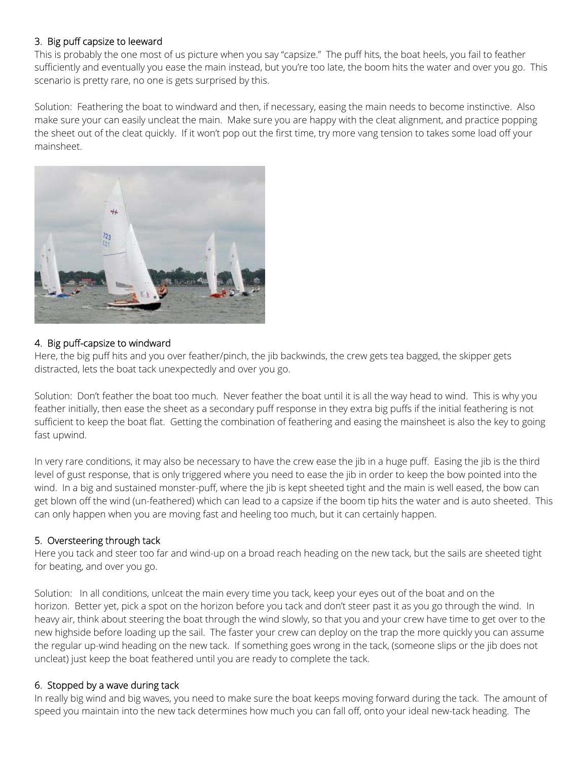### 3. Big puff capsize to leeward

This is probably the one most of us picture when you say "capsize." The puff hits, the boat heels, you fail to feather sufficiently and eventually you ease the main instead, but you're too late, the boom hits the water and over you go. This scenario is pretty rare, no one is gets surprised by this.

Solution: Feathering the boat to windward and then, if necessary, easing the main needs to become instinctive. Also make sure your can easily uncleat the main. Make sure you are happy with the cleat alignment, and practice popping the sheet out of the cleat quickly. If it won't pop out the first time, try more vang tension to takes some load off your mainsheet.

### 4. Big puff-capsize to windward

Here, the big puff hits and you over feather/pinch, the jib backwinds, the crew gets tea bagged, the skipper gets distracted, lets the boat tack unexpectedly and over you go.

Solution: Don't feather the boat too much. Never feather the boat until it is all the way head to wind. This is why you feather initially, then ease the sheet as a secondary puff response in they extra big puffs if the initial feathering is not sufficient to keep the boat flat. Getting the combination of feathering and easing the mainsheet is also the key to going fast upwind.

In very rare conditions, it may also be necessary to have the crew ease the jib in a huge puff. Easing the jib is the third level of gust response, that is only triggered where you need to ease the jib in order to keep the bow pointed into the wind. In a big and sustained monster-puff, where the jib is kept sheeted tight and the main is well eased, the bow can get blown off the wind (un-feathered) which can lead to a capsize if the boom tip hits the water and is auto sheeted. This can only happen when you are moving fast and heeling too much, but it can certainly happen.

### 5. Oversteering through tack

Here you tack and steer too far and wind-up on a broad reach heading on the new tack, but the sails are sheeted tight for beating, and over you go.

Solution: In all conditions, unlceat the main every time you tack, keep your eyes out of the boat and on the horizon. Better yet, pick a spot on the horizon before you tack and don't steer past it as you go through the wind. In heavy air, think about steering the boat through the wind slowly, so that you and your crew have time to get over to the new highside before loading up the sail. The faster your crew can deploy on the trap the more quickly you can assume the regular up-wind heading on the new tack. If something goes wrong in the tack, (someone slips or the jib does not uncleat) just keep the boat feathered until you are ready to complete the tack.

### 6. Stopped by a wave during tack

In really big wind and big waves, you need to make sure the boat keeps moving forward during the tack. The amount of speed you maintain into the new tack determines how much you can fall off, onto your ideal new-tack heading. The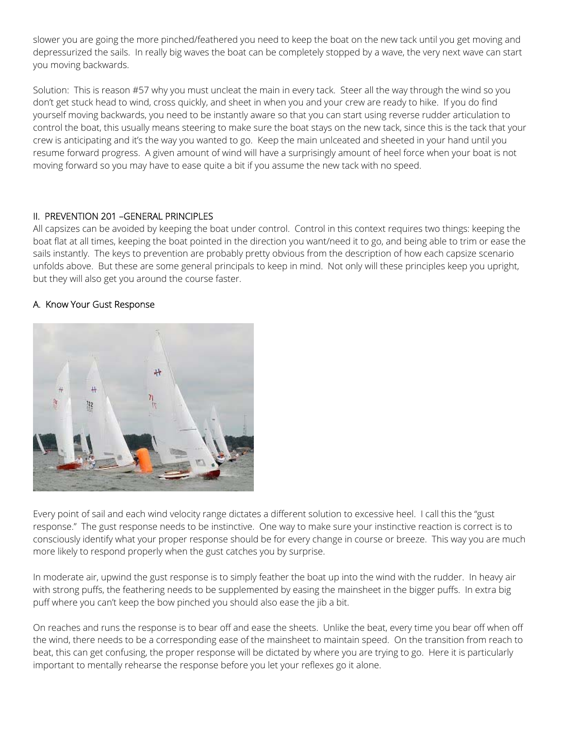slower you are going the more pinched/feathered you need to keep the boat on the new tack until you get moving and depressurized the sails. In really big waves the boat can be completely stopped by a wave, the very next wave can start you moving backwards.

Solution: This is reason #57 why you must uncleat the main in every tack. Steer all the way through the wind so you don't get stuck head to wind, cross quickly, and sheet in when you and your crew are ready to hike. If you do find yourself moving backwards, you need to be instantly aware so that you can start using reverse rudder articulation to control the boat, this usually means steering to make sure the boat stays on the new tack, since this is the tack that your crew is anticipating and it's the way you wanted to go. Keep the main unlceated and sheeted in your hand until you resume forward progress. A given amount of wind will have a surprisingly amount of heel force when your boat is not moving forward so you may have to ease quite a bit if you assume the new tack with no speed.

## II. PREVENTION 201 –GENERAL PRINCIPLES

All capsizes can be avoided by keeping the boat under control. Control in this context requires two things: keeping the boat flat at all times, keeping the boat pointed in the direction you want/need it to go, and being able to trim or ease the sails instantly. The keys to prevention are probably pretty obvious from the description of how each capsize scenario unfolds above. But these are some general principals to keep in mind. Not only will these principles keep you upright, but they will also get you around the course faster.

### A. Know Your Gust Response

Every point of sail and each wind velocity range dictates a different solution to excessive heel. I call this the "gust response." The gust response needs to be instinctive. One way to make sure your instinctive reaction is correct is to consciously identify what your proper response should be for every change in course or breeze. This way you are much more likely to respond properly when the gust catches you by surprise.

In moderate air, upwind the gust response is to simply feather the boat up into the wind with the rudder. In heavy air with strong puffs, the feathering needs to be supplemented by easing the mainsheet in the bigger puffs. In extra big puff where you can't keep the bow pinched you should also ease the jib a bit.

On reaches and runs the response is to bear off and ease the sheets. Unlike the beat, every time you bear off when off the wind, there needs to be a corresponding ease of the mainsheet to maintain speed. On the transition from reach to beat, this can get confusing, the proper response will be dictated by where you are trying to go. Here it is particularly important to mentally rehearse the response before you let your reflexes go it alone.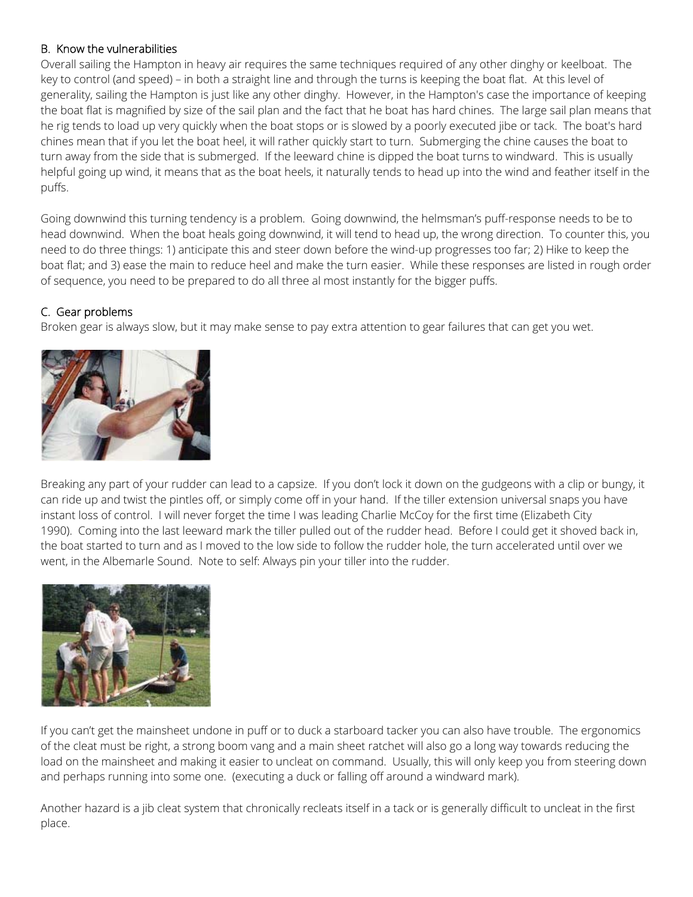### B. Know the vulnerabilities

Overall sailing the Hampton in heavy air requires the same techniques required of any other dinghy or keelboat. The key to control (and speed) – in both a straight line and through the turns is keeping the boat flat. At this level of generality, sailing the Hampton is just like any other dinghy. However, in the Hampton's case the importance of keeping the boat flat is magnified by size of the sail plan and the fact that he boat has hard chines. The large sail plan means that he rig tends to load up very quickly when the boat stops or is slowed by a poorly executed jibe or tack. The boat's hard chines mean that if you let the boat heel, it will rather quickly start to turn. Submerging the chine causes the boat to turn away from the side that is submerged. If the leeward chine is dipped the boat turns to windward. This is usually helpful going up wind, it means that as the boat heels, it naturally tends to head up into the wind and feather itself in the puffs.

Going downwind this turning tendency is a problem. Going downwind, the helmsman's puff-response needs to be to head downwind. When the boat heals going downwind, it will tend to head up, the wrong direction. To counter this, you need to do three things: 1) anticipate this and steer down before the wind-up progresses too far; 2) Hike to keep the boat flat; and 3) ease the main to reduce heel and make the turn easier. While these responses are listed in rough order of sequence, you need to be prepared to do all three al most instantly for the bigger puffs.

### C. Gear problems

Broken gear is always slow, but it may make sense to pay extra attention to gear failures that can get you wet.

Breaking any part of your rudder can lead to a capsize. If you don't lock it down on the gudgeons with a clip or bungy, it can ride up and twist the pintles off, or simply come off in your hand. If the tiller extension universal snaps you have instant loss of control. I will never forget the time I was leading Charlie McCoy for the first time (Elizabeth City 1990). Coming into the last leeward mark the tiller pulled out of the rudder head. Before I could get it shoved back in, the boat started to turn and as I moved to the low side to follow the rudder hole, the turn accelerated until over we went, in the Albemarle Sound. Note to self: Always pin your tiller into the rudder.

If you can't get the mainsheet undone in puff or to duck a starboard tacker you can also have trouble. The ergonomics of the cleat must be right, a strong boom vang and a main sheet ratchet will also go a long way towards reducing the load on the mainsheet and making it easier to uncleat on command. Usually, this will only keep you from steering down and perhaps running into some one. (executing a duck or falling off around a windward mark).

Another hazard is a jib cleat system that chronically recleats itself in a tack or is generally difficult to uncleat in the first place.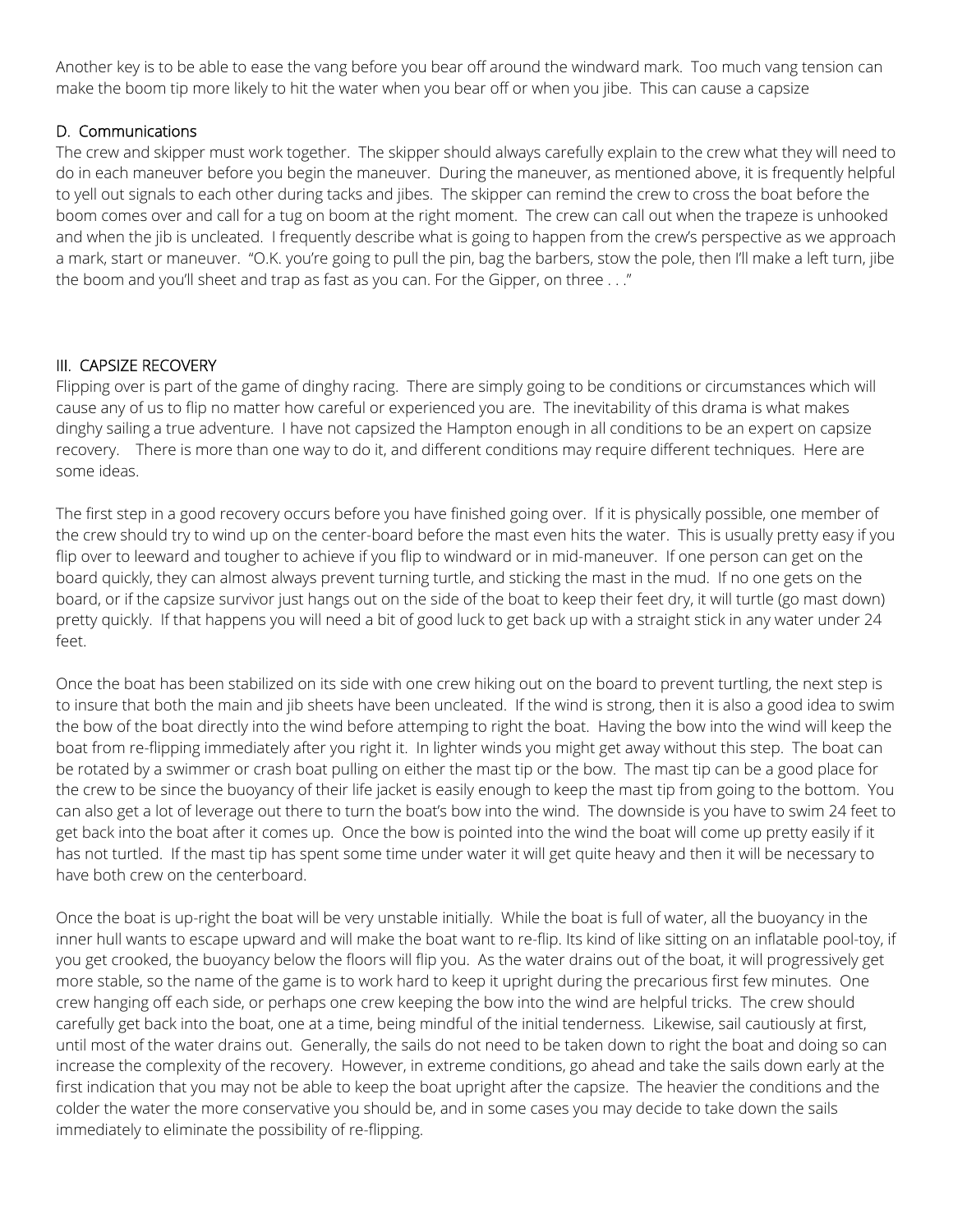Another key is to be able to ease the vang before you bear off around the windward mark. Too much vang tension can make the boom tip more likely to hit the water when you bear off or when you jibe. This can cause a capsize

### D. Communications

The crew and skipper must work together. The skipper should always carefully explain to the crew what they will need to do in each maneuver before you begin the maneuver. During the maneuver, as mentioned above, it is frequently helpful to yell out signals to each other during tacks and jibes. The skipper can remind the crew to cross the boat before the boom comes over and call for a tug on boom at the right moment. The crew can call out when the trapeze is unhooked and when the jib is uncleated. I frequently describe what is going to happen from the crew's perspective as we approach a mark, start or maneuver. "O.K. you're going to pull the pin, bag the barbers, stow the pole, then I'll make a left turn, jibe the boom and you'll sheet and trap as fast as you can. For the Gipper, on three . . ."

## III. CAPSIZE RECOVERY

Flipping over is part of the game of dinghy racing. There are simply going to be conditions or circumstances which will cause any of us to flip no matter how careful or experienced you are. The inevitability of this drama is what makes dinghy sailing a true adventure. I have not capsized the Hampton enough in all conditions to be an expert on capsize recovery. There is more than one way to do it, and different conditions may require different techniques. Here are some ideas.

The first step in a good recovery occurs before you have finished going over. If it is physically possible, one member of the crew should try to wind up on the center-board before the mast even hits the water. This is usually pretty easy if you flip over to leeward and tougher to achieve if you flip to windward or in mid-maneuver. If one person can get on the board quickly, they can almost always prevent turning turtle, and sticking the mast in the mud. If no one gets on the board, or if the capsize survivor just hangs out on the side of the boat to keep their feet dry, it will turtle (go mast down) pretty quickly. If that happens you will need a bit of good luck to get back up with a straight stick in any water under 24 feet.

Once the boat has been stabilized on its side with one crew hiking out on the board to prevent turtling, the next step is to insure that both the main and jib sheets have been uncleated. If the wind is strong, then it is also a good idea to swim the bow of the boat directly into the wind before attemping to right the boat. Having the bow into the wind will keep the boat from re-flipping immediately after you right it. In lighter winds you might get away without this step. The boat can be rotated by a swimmer or crash boat pulling on either the mast tip or the bow. The mast tip can be a good place for the crew to be since the buoyancy of their life jacket is easily enough to keep the mast tip from going to the bottom. You can also get a lot of leverage out there to turn the boat's bow into the wind. The downside is you have to swim 24 feet to get back into the boat after it comes up. Once the bow is pointed into the wind the boat will come up pretty easily if it has not turtled. If the mast tip has spent some time under water it will get quite heavy and then it will be necessary to have both crew on the centerboard.

Once the boat is up-right the boat will be very unstable initially. While the boat is full of water, all the buoyancy in the inner hull wants to escape upward and will make the boat want to re-flip. Its kind of like sitting on an inflatable pool-toy, if you get crooked, the buoyancy below the floors will flip you. As the water drains out of the boat, it will progressively get more stable, so the name of the game is to work hard to keep it upright during the precarious first few minutes. One crew hanging off each side, or perhaps one crew keeping the bow into the wind are helpful tricks. The crew should carefully get back into the boat, one at a time, being mindful of the initial tenderness. Likewise, sail cautiously at first, until most of the water drains out. Generally, the sails do not need to be taken down to right the boat and doing so can increase the complexity of the recovery. However, in extreme conditions, go ahead and take the sails down early at the first indication that you may not be able to keep the boat upright after the capsize. The heavier the conditions and the colder the water the more conservative you should be, and in some cases you may decide to take down the sails immediately to eliminate the possibility of re-flipping.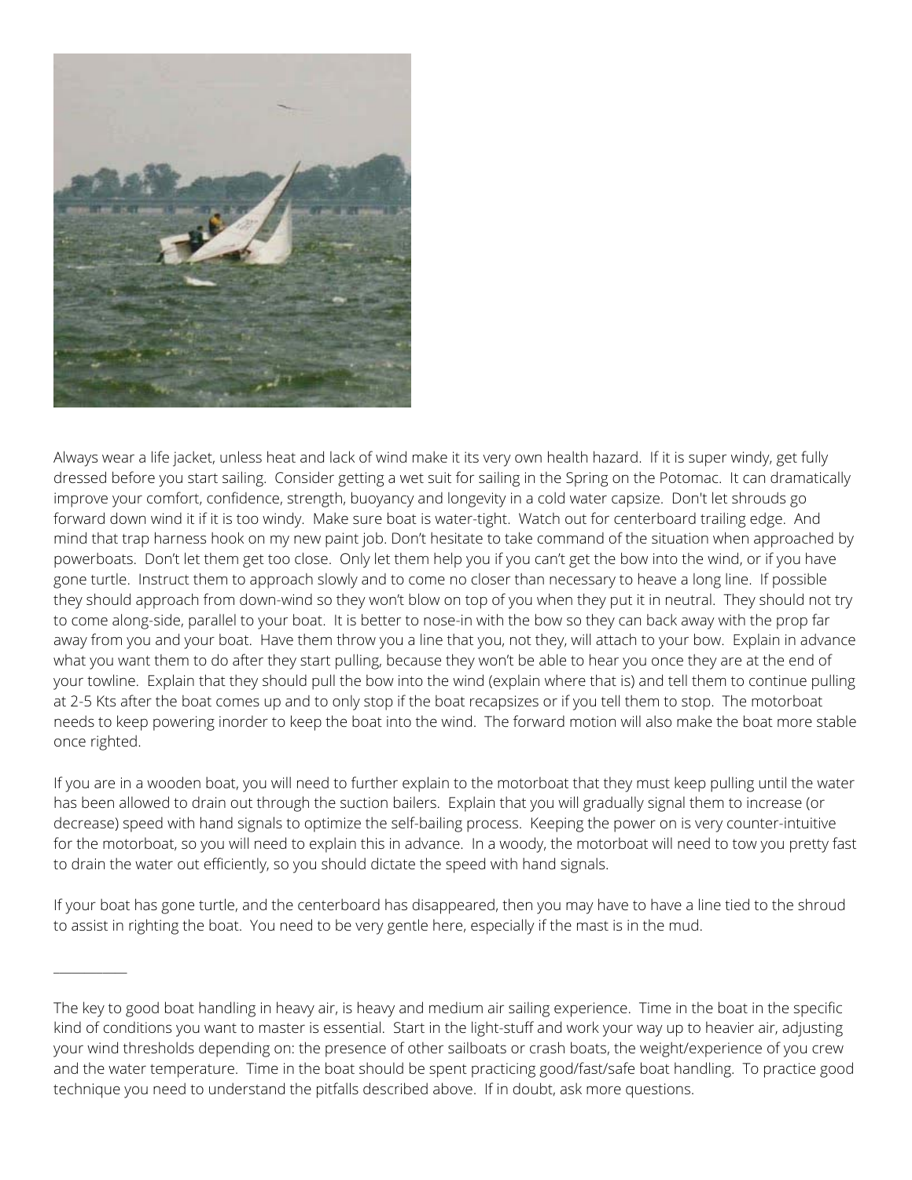Always wear a life jacket, unless heat and lack of wind make it its very own health hazard. If it is super windy, get fully dressed before you start sailing. Consider getting a wet suit for sailing in the Spring on the Potomac. It can dramatically improve your comfort, confidence, strength, buoyancy and longevity in a cold water capsize. Don't let shrouds go forward down wind it if it is too windy. Make sure boat is water-tight. Watch out for centerboard trailing edge. And mind that trap harness hook on my new paint job. Don't hesitate to take command of the situation when approached by powerboats. Don't let them get too close. Only let them help you if you can't get the bow into the wind, or if you have gone turtle. Instruct them to approach slowly and to come no closer than necessary to heave a long line. If possible they should approach from down-wind so they won't blow on top of you when they put it in neutral. They should not try to come along-side, parallel to your boat. It is better to nose-in with the bow so they can back away with the prop far away from you and your boat. Have them throw you a line that you, not they, will attach to your bow. Explain in advance what you want them to do after they start pulling, because they won't be able to hear you once they are at the end of your towline. Explain that they should pull the bow into the wind (explain where that is) and tell them to continue pulling at 2-5 Kts after the boat comes up and to only stop if the boat recapsizes or if you tell them to stop. The motorboat needs to keep powering inorder to keep the boat into the wind. The forward motion will also make the boat more stable once righted.

If you are in a wooden boat, you will need to further explain to the motorboat that they must keep pulling until the water has been allowed to drain out through the suction bailers. Explain that you will gradually signal them to increase (or decrease) speed with hand signals to optimize the self-bailing process. Keeping the power on is very counter-intuitive for the motorboat, so you will need to explain this in advance. In a woody, the motorboat will need to tow you pretty fast to drain the water out efficiently, so you should dictate the speed with hand signals.

If your boat has gone turtle, and the centerboard has disappeared, then you may have to have a line tied to the shroud to assist in righting the boat. You need to be very gentle here, especially if the mast is in the mud.

---

The key to good boat handling in heavy air, is heavy and medium air sailing experience. Time in the boat in the specific kind of conditions you want to master is essential. Start in the light-stuff and work your way up to heavier air, adjusting your wind thresholds depending on: the presence of other sailboats or crash boats, the weight/experience of you crew and the water temperature. Time in the boat should be spent practicing good/fast/safe boat handling. To practice good technique you need to understand the pitfalls described above. If in doubt, ask more questions.